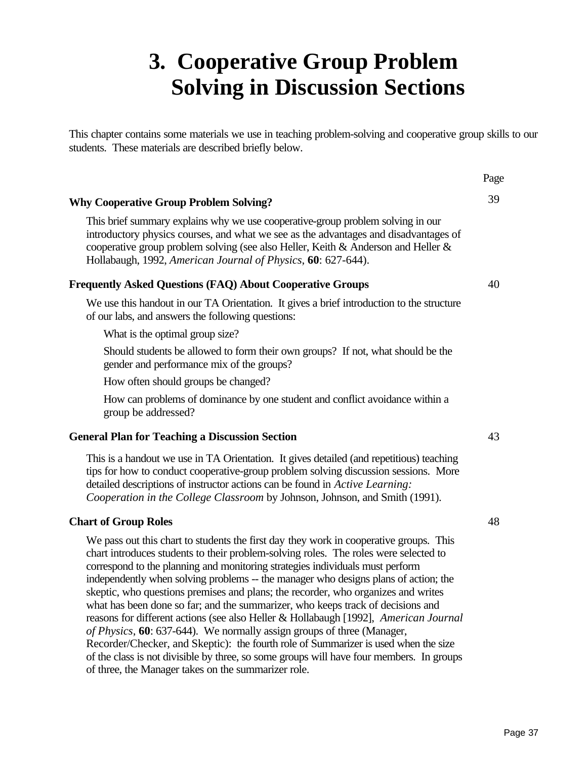# 3. Cooperative Group Problem Solving in Discussion Sections

This chapter contains some materials we use in teaching problem-solving and cooperative group skills to our students. These materials are described briefly below.

| | Page |
|---|---|
| **Why Cooperative Group Problem Solving?** | 39 |
| **Frequently Asked Questions (FAQ) About Cooperative Groups** | 40 |
| **General Plan for Teaching a Discussion Section** | 43 |
| **Chart of Group Roles** | 48 |

**Why Cooperative Group Problem Solving?** — Page 39

This brief summary explains why we use cooperative-group problem solving in our introductory physics courses, and what we see as the advantages and disadvantages of cooperative group problem solving (see also Heller, Keith & Anderson and Heller & Hollabaugh, 1992, *American Journal of Physics*, **60**: 627-644).

**Frequently Asked Questions (FAQ) About Cooperative Groups** — Page 40

We use this handout in our TA Orientation. It gives a brief introduction to the structure of our labs, and answers the following questions:

What is the optimal group size?

Should students be allowed to form their own groups? If not, what should be the gender and performance mix of the groups?

How often should groups be changed?

How can problems of dominance by one student and conflict avoidance within a group be addressed?

**General Plan for Teaching a Discussion Section** — Page 43

This is a handout we use in TA Orientation. It gives detailed (and repetitious) teaching tips for how to conduct cooperative-group problem solving discussion sessions. More detailed descriptions of instructor actions can be found in *Active Learning: Cooperation in the College Classroom* by Johnson, Johnson, and Smith (1991).

**Chart of Group Roles** — Page 48

We pass out this chart to students the first day they work in cooperative groups. This chart introduces students to their problem-solving roles. The roles were selected to correspond to the planning and monitoring strategies individuals must perform independently when solving problems -- the manager who designs plans of action; the skeptic, who questions premises and plans; the recorder, who organizes and writes what has been done so far; and the summarizer, who keeps track of decisions and reasons for different actions (see also Heller & Hollabaugh [1992], *American Journal of Physics*, **60**: 637-644). We normally assign groups of three (Manager, Recorder/Checker, and Skeptic): the fourth role of Summarizer is used when the size of the class is not divisible by three, so some groups will have four members. In groups of three, the Manager takes on the summarizer role.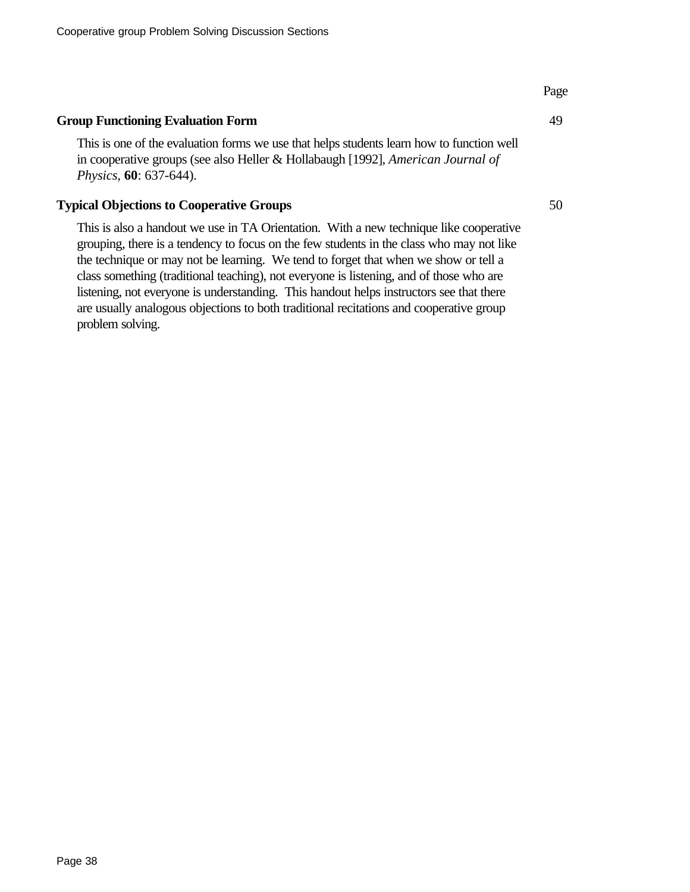Page

**Group Functioning Evaluation Form** 49

This is one of the evaluation forms we use that helps students learn how to function well in cooperative groups (see also Heller & Hollabaugh [1992], *American Journal of Physics*, **60**: 637-644).

**Typical Objections to Cooperative Groups** 50

This is also a handout we use in TA Orientation. With a new technique like cooperative grouping, there is a tendency to focus on the few students in the class who may not like the technique or may not be learning. We tend to forget that when we show or tell a class something (traditional teaching), not everyone is listening, and of those who are listening, not everyone is understanding. This handout helps instructors see that there are usually analogous objections to both traditional recitations and cooperative group problem solving.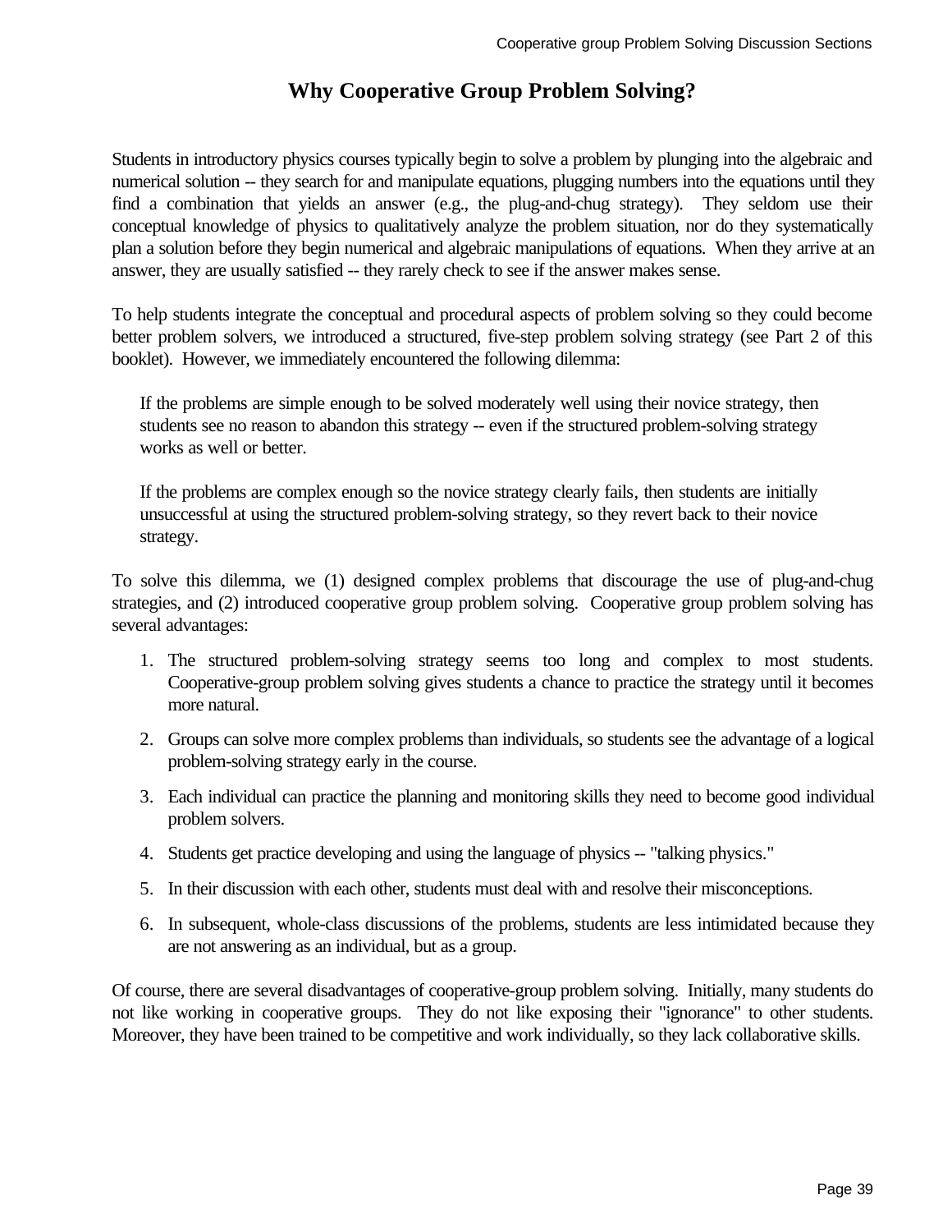# Why Cooperative Group Problem Solving?

Students in introductory physics courses typically begin to solve a problem by plunging into the algebraic and numerical solution -- they search for and manipulate equations, plugging numbers into the equations until they find a combination that yields an answer (e.g., the plug-and-chug strategy). They seldom use their conceptual knowledge of physics to qualitatively analyze the problem situation, nor do they systematically plan a solution before they begin numerical and algebraic manipulations of equations. When they arrive at an answer, they are usually satisfied -- they rarely check to see if the answer makes sense.

To help students integrate the conceptual and procedural aspects of problem solving so they could become better problem solvers, we introduced a structured, five-step problem solving strategy (see Part 2 of this booklet). However, we immediately encountered the following dilemma:

> If the problems are simple enough to be solved moderately well using their novice strategy, then students see no reason to abandon this strategy -- even if the structured problem-solving strategy works as well or better.
>
> If the problems are complex enough so the novice strategy clearly fails, then students are initially unsuccessful at using the structured problem-solving strategy, so they revert back to their novice strategy.

To solve this dilemma, we (1) designed complex problems that discourage the use of plug-and-chug strategies, and (2) introduced cooperative group problem solving. Cooperative group problem solving has several advantages:

1. The structured problem-solving strategy seems too long and complex to most students. Cooperative-group problem solving gives students a chance to practice the strategy until it becomes more natural.
2. Groups can solve more complex problems than individuals, so students see the advantage of a logical problem-solving strategy early in the course.
3. Each individual can practice the planning and monitoring skills they need to become good individual problem solvers.
4. Students get practice developing and using the language of physics -- "talking physics."
5. In their discussion with each other, students must deal with and resolve their misconceptions.
6. In subsequent, whole-class discussions of the problems, students are less intimidated because they are not answering as an individual, but as a group.

Of course, there are several disadvantages of cooperative-group problem solving. Initially, many students do not like working in cooperative groups. They do not like exposing their "ignorance" to other students. Moreover, they have been trained to be competitive and work individually, so they lack collaborative skills.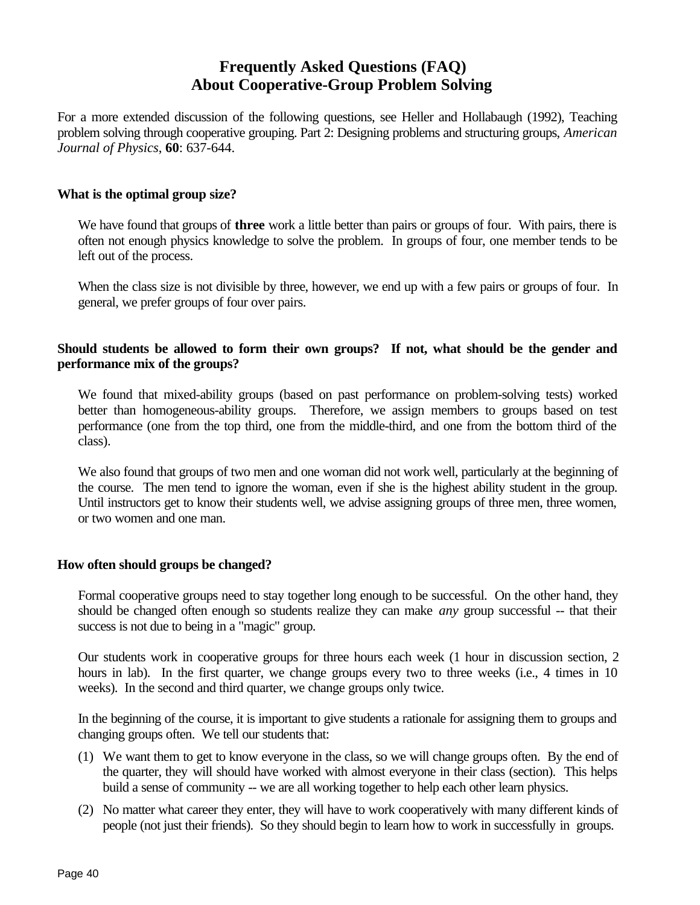# Frequently Asked Questions (FAQ) About Cooperative-Group Problem Solving

For a more extended discussion of the following questions, see Heller and Hollabaugh (1992), Teaching problem solving through cooperative grouping. Part 2: Designing problems and structuring groups, *American Journal of Physics*, **60**: 637-644.

**What is the optimal group size?**

We have found that groups of **three** work a little better than pairs or groups of four. With pairs, there is often not enough physics knowledge to solve the problem. In groups of four, one member tends to be left out of the process.

When the class size is not divisible by three, however, we end up with a few pairs or groups of four. In general, we prefer groups of four over pairs.

**Should students be allowed to form their own groups? If not, what should be the gender and performance mix of the groups?**

We found that mixed-ability groups (based on past performance on problem-solving tests) worked better than homogeneous-ability groups. Therefore, we assign members to groups based on test performance (one from the top third, one from the middle-third, and one from the bottom third of the class).

We also found that groups of two men and one woman did not work well, particularly at the beginning of the course. The men tend to ignore the woman, even if she is the highest ability student in the group. Until instructors get to know their students well, we advise assigning groups of three men, three women, or two women and one man.

**How often should groups be changed?**

Formal cooperative groups need to stay together long enough to be successful. On the other hand, they should be changed often enough so students realize they can make *any* group successful -- that their success is not due to being in a "magic" group.

Our students work in cooperative groups for three hours each week (1 hour in discussion section, 2 hours in lab). In the first quarter, we change groups every two to three weeks (i.e., 4 times in 10 weeks). In the second and third quarter, we change groups only twice.

In the beginning of the course, it is important to give students a rationale for assigning them to groups and changing groups often. We tell our students that:

(1) We want them to get to know everyone in the class, so we will change groups often. By the end of the quarter, they will should have worked with almost everyone in their class (section). This helps build a sense of community -- we are all working together to help each other learn physics.

(2) No matter what career they enter, they will have to work cooperatively with many different kinds of people (not just their friends). So they should begin to learn how to work in successfully in groups.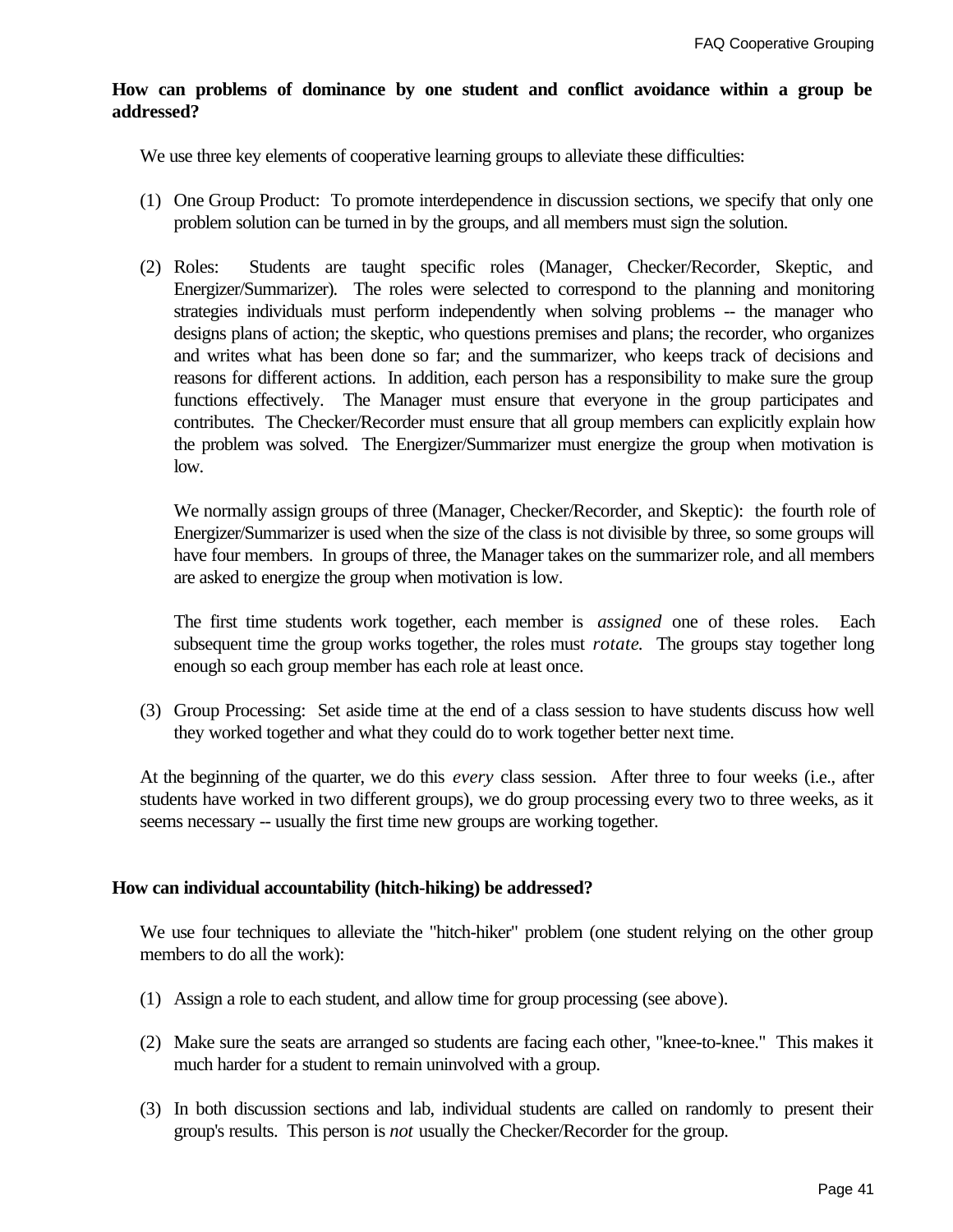**How can problems of dominance by one student and conflict avoidance within a group be addressed?**

We use three key elements of cooperative learning groups to alleviate these difficulties:

(1) One Group Product: To promote interdependence in discussion sections, we specify that only one problem solution can be turned in by the groups, and all members must sign the solution.

(2) Roles: Students are taught specific roles (Manager, Checker/Recorder, Skeptic, and Energizer/Summarizer). The roles were selected to correspond to the planning and monitoring strategies individuals must perform independently when solving problems -- the manager who designs plans of action; the skeptic, who questions premises and plans; the recorder, who organizes and writes what has been done so far; and the summarizer, who keeps track of decisions and reasons for different actions. In addition, each person has a responsibility to make sure the group functions effectively. The Manager must ensure that everyone in the group participates and contributes. The Checker/Recorder must ensure that all group members can explicitly explain how the problem was solved. The Energizer/Summarizer must energize the group when motivation is low.

   We normally assign groups of three (Manager, Checker/Recorder, and Skeptic): the fourth role of Energizer/Summarizer is used when the size of the class is not divisible by three, so some groups will have four members. In groups of three, the Manager takes on the summarizer role, and all members are asked to energize the group when motivation is low.

   The first time students work together, each member is *assigned* one of these roles. Each subsequent time the group works together, the roles must *rotate.* The groups stay together long enough so each group member has each role at least once.

(3) Group Processing: Set aside time at the end of a class session to have students discuss how well they worked together and what they could do to work together better next time.

At the beginning of the quarter, we do this *every* class session. After three to four weeks (i.e., after students have worked in two different groups), we do group processing every two to three weeks, as it seems necessary -- usually the first time new groups are working together.

**How can individual accountability (hitch-hiking) be addressed?**

We use four techniques to alleviate the "hitch-hiker" problem (one student relying on the other group members to do all the work):

(1) Assign a role to each student, and allow time for group processing (see above).

(2) Make sure the seats are arranged so students are facing each other, "knee-to-knee." This makes it much harder for a student to remain uninvolved with a group.

(3) In both discussion sections and lab, individual students are called on randomly to present their group's results. This person is *not* usually the Checker/Recorder for the group.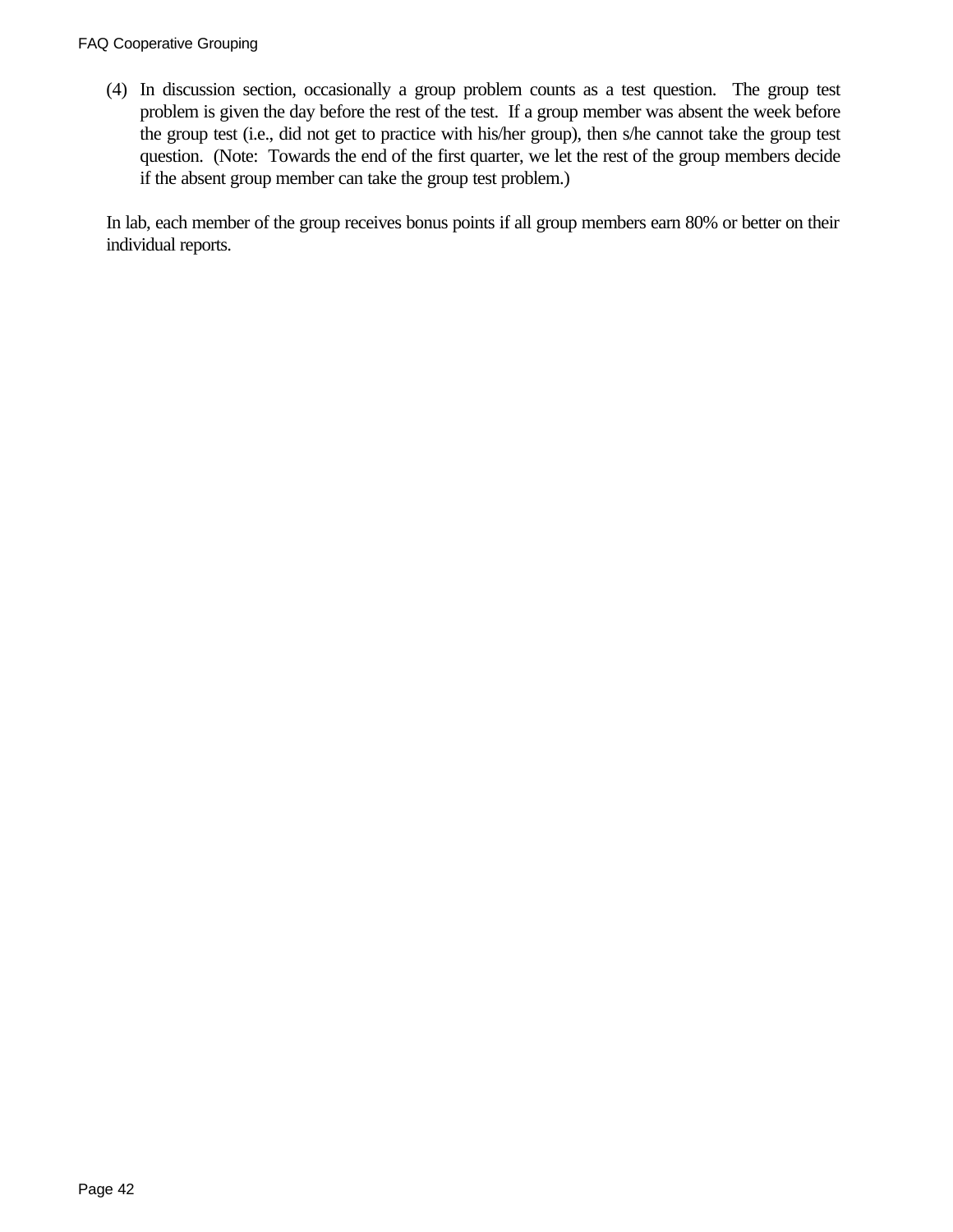(4) In discussion section, occasionally a group problem counts as a test question. The group test problem is given the day before the rest of the test. If a group member was absent the week before the group test (i.e., did not get to practice with his/her group), then s/he cannot take the group test question. (Note: Towards the end of the first quarter, we let the rest of the group members decide if the absent group member can take the group test problem.)

In lab, each member of the group receives bonus points if all group members earn 80% or better on their individual reports.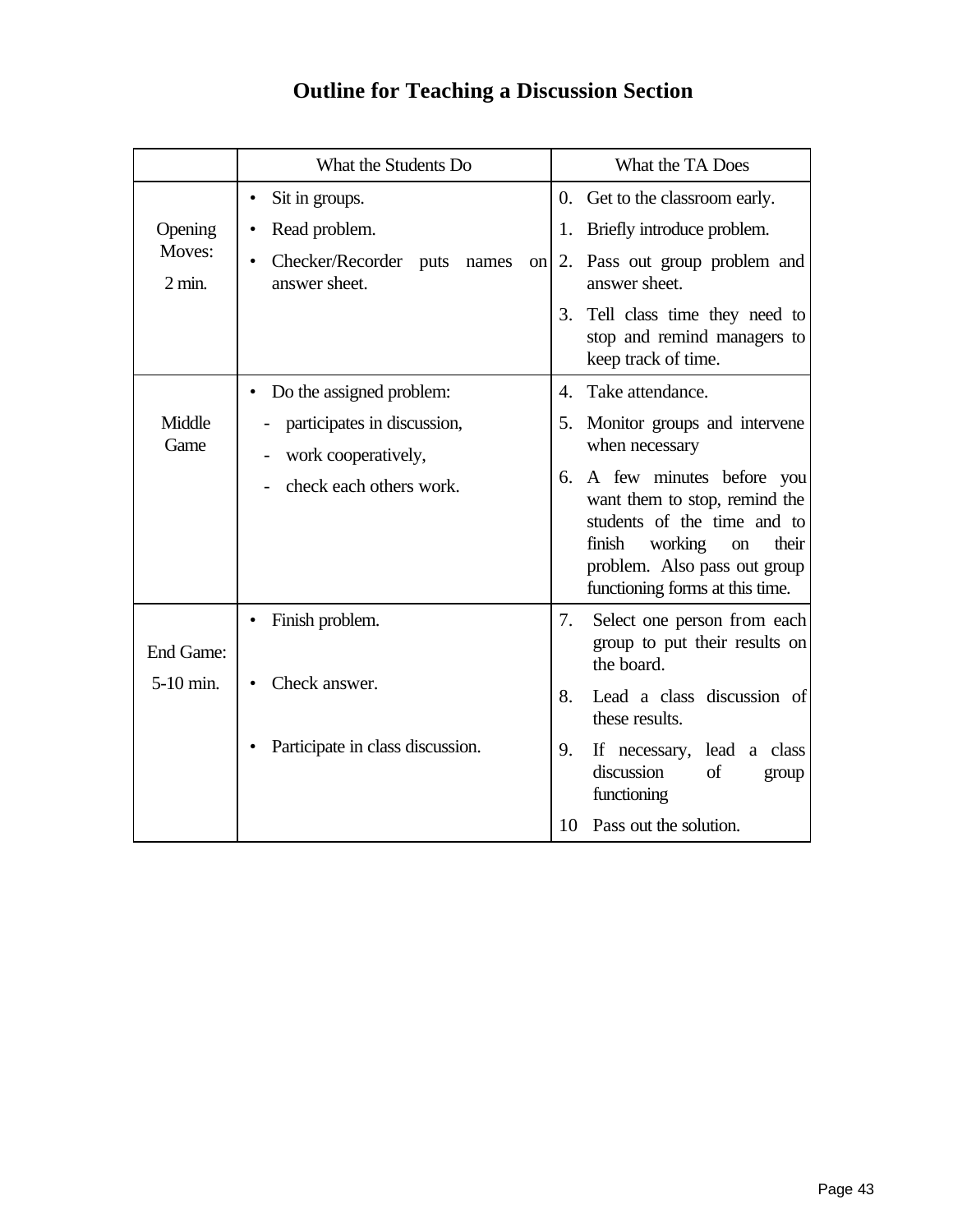# Outline for Teaching a Discussion Section

| | What the Students Do | What the TA Does |
|---|---|---|
| Opening Moves: 2 min. | • Sit in groups.<br>• Read problem.<br>• Checker/Recorder puts names on answer sheet. | 0. Get to the classroom early.<br>1. Briefly introduce problem.<br>2. Pass out group problem and answer sheet.<br>3. Tell class time they need to stop and remind managers to keep track of time. |
| Middle Game | • Do the assigned problem:<br>- participates in discussion,<br>- work cooperatively,<br>- check each others work. | 4. Take attendance.<br>5. Monitor groups and intervene when necessary<br>6. A few minutes before you want them to stop, remind the students of the time and to finish working on their problem. Also pass out group functioning forms at this time. |
| End Game: 5-10 min. | • Finish problem.<br>• Check answer.<br>• Participate in class discussion. | 7. Select one person from each group to put their results on the board.<br>8. Lead a class discussion of these results.<br>9. If necessary, lead a class discussion of group functioning<br>10 Pass out the solution. |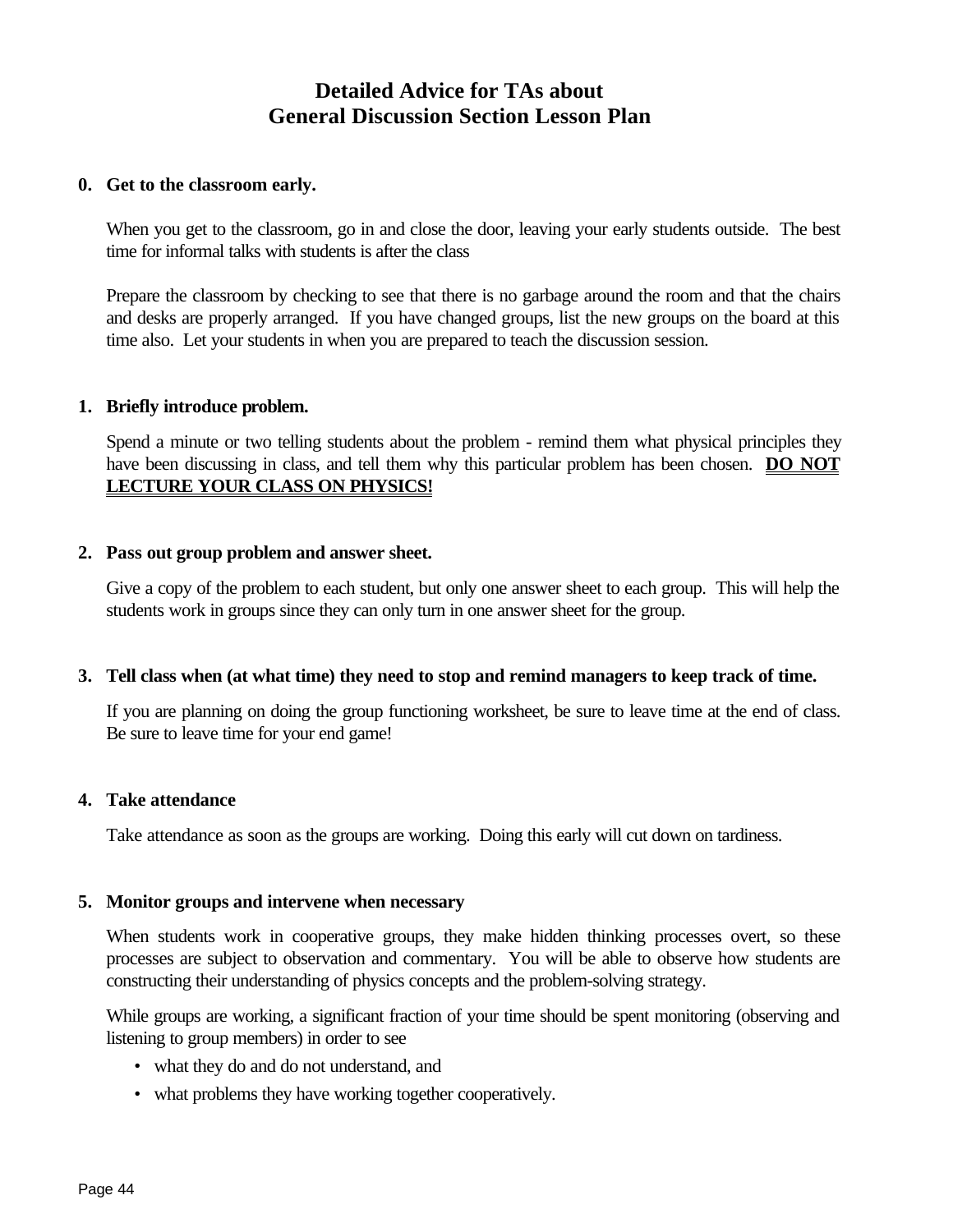# Detailed Advice for TAs about General Discussion Section Lesson Plan

**0. Get to the classroom early.**

When you get to the classroom, go in and close the door, leaving your early students outside. The best time for informal talks with students is after the class

Prepare the classroom by checking to see that there is no garbage around the room and that the chairs and desks are properly arranged. If you have changed groups, list the new groups on the board at this time also. Let your students in when you are prepared to teach the discussion session.

**1. Briefly introduce problem.**

Spend a minute or two telling students about the problem - remind them what physical principles they have been discussing in class, and tell them why this particular problem has been chosen. **DO NOT LECTURE YOUR CLASS ON PHYSICS!**

**2. Pass out group problem and answer sheet.**

Give a copy of the problem to each student, but only one answer sheet to each group. This will help the students work in groups since they can only turn in one answer sheet for the group.

**3. Tell class when (at what time) they need to stop and remind managers to keep track of time.**

If you are planning on doing the group functioning worksheet, be sure to leave time at the end of class. Be sure to leave time for your end game!

**4. Take attendance**

Take attendance as soon as the groups are working. Doing this early will cut down on tardiness.

**5. Monitor groups and intervene when necessary**

When students work in cooperative groups, they make hidden thinking processes overt, so these processes are subject to observation and commentary. You will be able to observe how students are constructing their understanding of physics concepts and the problem-solving strategy.

While groups are working, a significant fraction of your time should be spent monitoring (observing and listening to group members) in order to see

- what they do and do not understand, and
- what problems they have working together cooperatively.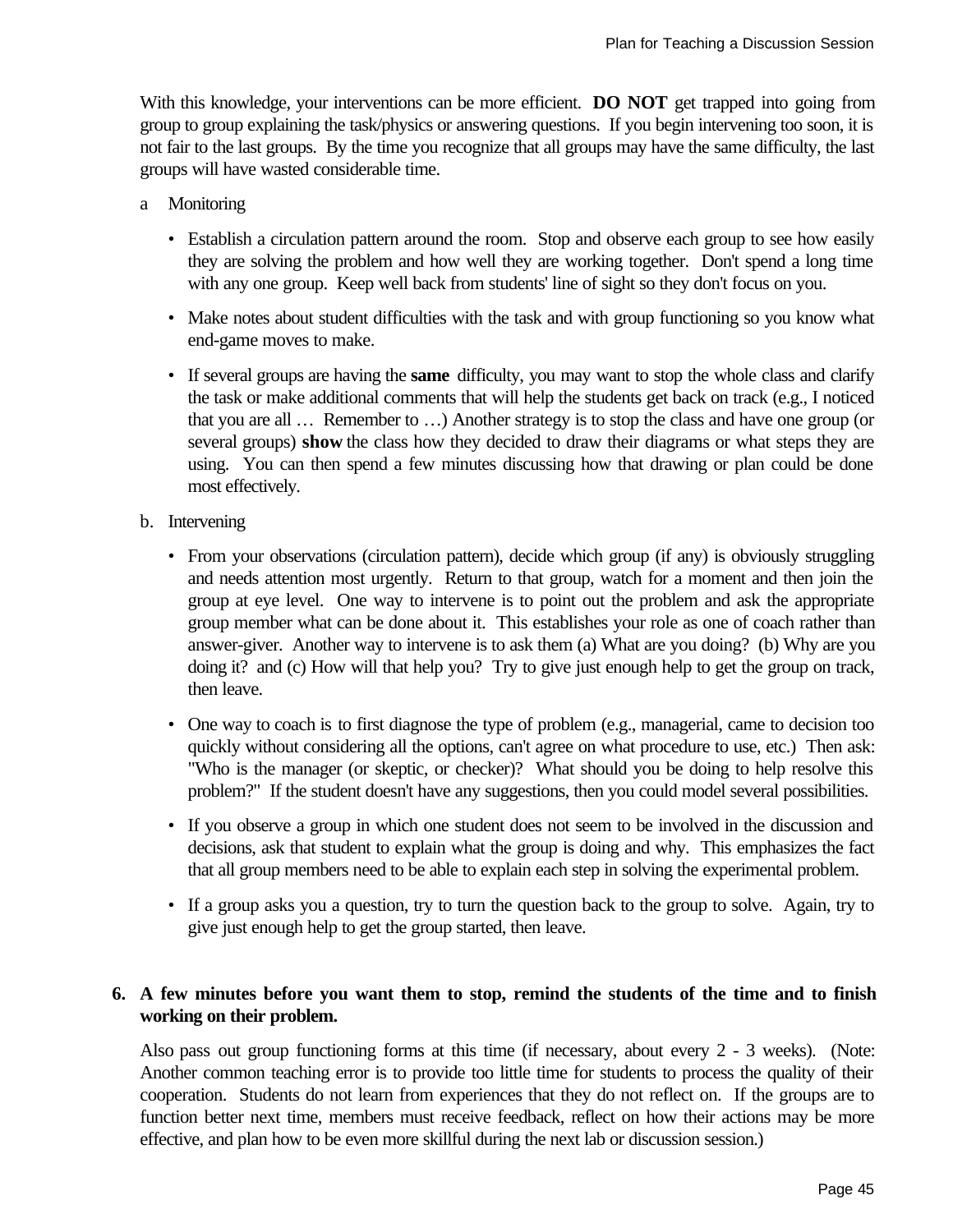With this knowledge, your interventions can be more efficient. **DO NOT** get trapped into going from group to group explaining the task/physics or answering questions. If you begin intervening too soon, it is not fair to the last groups. By the time you recognize that all groups may have the same difficulty, the last groups will have wasted considerable time.

a Monitoring

- Establish a circulation pattern around the room. Stop and observe each group to see how easily they are solving the problem and how well they are working together. Don't spend a long time with any one group. Keep well back from students' line of sight so they don't focus on you.
- Make notes about student difficulties with the task and with group functioning so you know what end-game moves to make.
- If several groups are having the **same** difficulty, you may want to stop the whole class and clarify the task or make additional comments that will help the students get back on track (e.g., I noticed that you are all … Remember to …) Another strategy is to stop the class and have one group (or several groups) **show** the class how they decided to draw their diagrams or what steps they are using. You can then spend a few minutes discussing how that drawing or plan could be done most effectively.

b. Intervening

- From your observations (circulation pattern), decide which group (if any) is obviously struggling and needs attention most urgently. Return to that group, watch for a moment and then join the group at eye level. One way to intervene is to point out the problem and ask the appropriate group member what can be done about it. This establishes your role as one of coach rather than answer-giver. Another way to intervene is to ask them (a) What are you doing? (b) Why are you doing it? and (c) How will that help you? Try to give just enough help to get the group on track, then leave.
- One way to coach is to first diagnose the type of problem (e.g., managerial, came to decision too quickly without considering all the options, can't agree on what procedure to use, etc.) Then ask: "Who is the manager (or skeptic, or checker)? What should you be doing to help resolve this problem?" If the student doesn't have any suggestions, then you could model several possibilities.
- If you observe a group in which one student does not seem to be involved in the discussion and decisions, ask that student to explain what the group is doing and why. This emphasizes the fact that all group members need to be able to explain each step in solving the experimental problem.
- If a group asks you a question, try to turn the question back to the group to solve. Again, try to give just enough help to get the group started, then leave.

**6. A few minutes before you want them to stop, remind the students of the time and to finish working on their problem.**

Also pass out group functioning forms at this time (if necessary, about every 2 - 3 weeks). (Note: Another common teaching error is to provide too little time for students to process the quality of their cooperation. Students do not learn from experiences that they do not reflect on. If the groups are to function better next time, members must receive feedback, reflect on how their actions may be more effective, and plan how to be even more skillful during the next lab or discussion session.)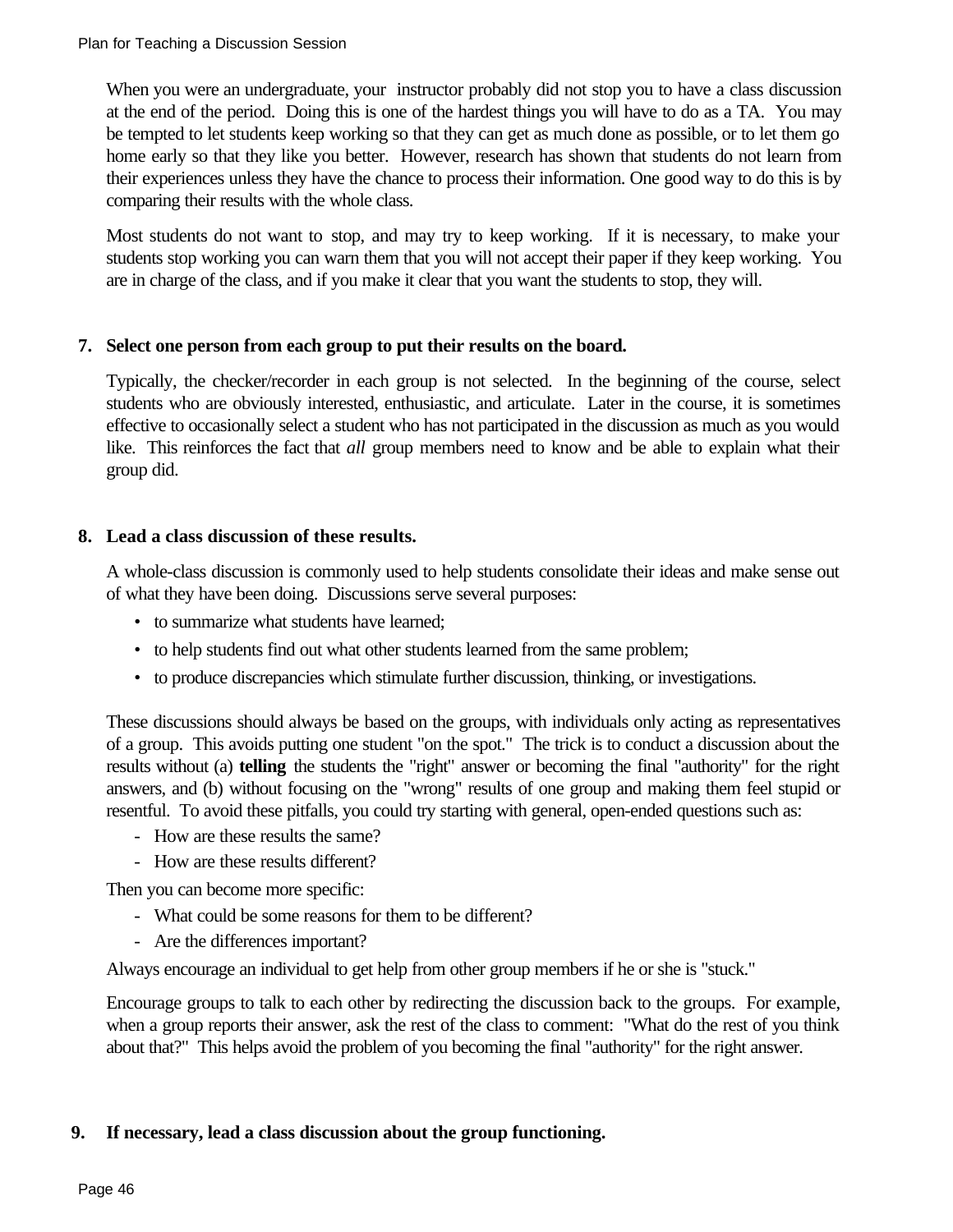When you were an undergraduate, your instructor probably did not stop you to have a class discussion at the end of the period. Doing this is one of the hardest things you will have to do as a TA. You may be tempted to let students keep working so that they can get as much done as possible, or to let them go home early so that they like you better. However, research has shown that students do not learn from their experiences unless they have the chance to process their information. One good way to do this is by comparing their results with the whole class.

Most students do not want to stop, and may try to keep working. If it is necessary, to make your students stop working you can warn them that you will not accept their paper if they keep working. You are in charge of the class, and if you make it clear that you want the students to stop, they will.

**7. Select one person from each group to put their results on the board.**

Typically, the checker/recorder in each group is not selected. In the beginning of the course, select students who are obviously interested, enthusiastic, and articulate. Later in the course, it is sometimes effective to occasionally select a student who has not participated in the discussion as much as you would like. This reinforces the fact that *all* group members need to know and be able to explain what their group did.

**8. Lead a class discussion of these results.**

A whole-class discussion is commonly used to help students consolidate their ideas and make sense out of what they have been doing. Discussions serve several purposes:

- to summarize what students have learned;
- to help students find out what other students learned from the same problem;
- to produce discrepancies which stimulate further discussion, thinking, or investigations.

These discussions should always be based on the groups, with individuals only acting as representatives of a group. This avoids putting one student "on the spot." The trick is to conduct a discussion about the results without (a) **telling** the students the "right" answer or becoming the final "authority" for the right answers, and (b) without focusing on the "wrong" results of one group and making them feel stupid or resentful. To avoid these pitfalls, you could try starting with general, open-ended questions such as:

- How are these results the same?
- How are these results different?

Then you can become more specific:

- What could be some reasons for them to be different?
- Are the differences important?

Always encourage an individual to get help from other group members if he or she is "stuck."

Encourage groups to talk to each other by redirecting the discussion back to the groups. For example, when a group reports their answer, ask the rest of the class to comment: "What do the rest of you think about that?" This helps avoid the problem of you becoming the final "authority" for the right answer.

**9. If necessary, lead a class discussion about the group functioning.**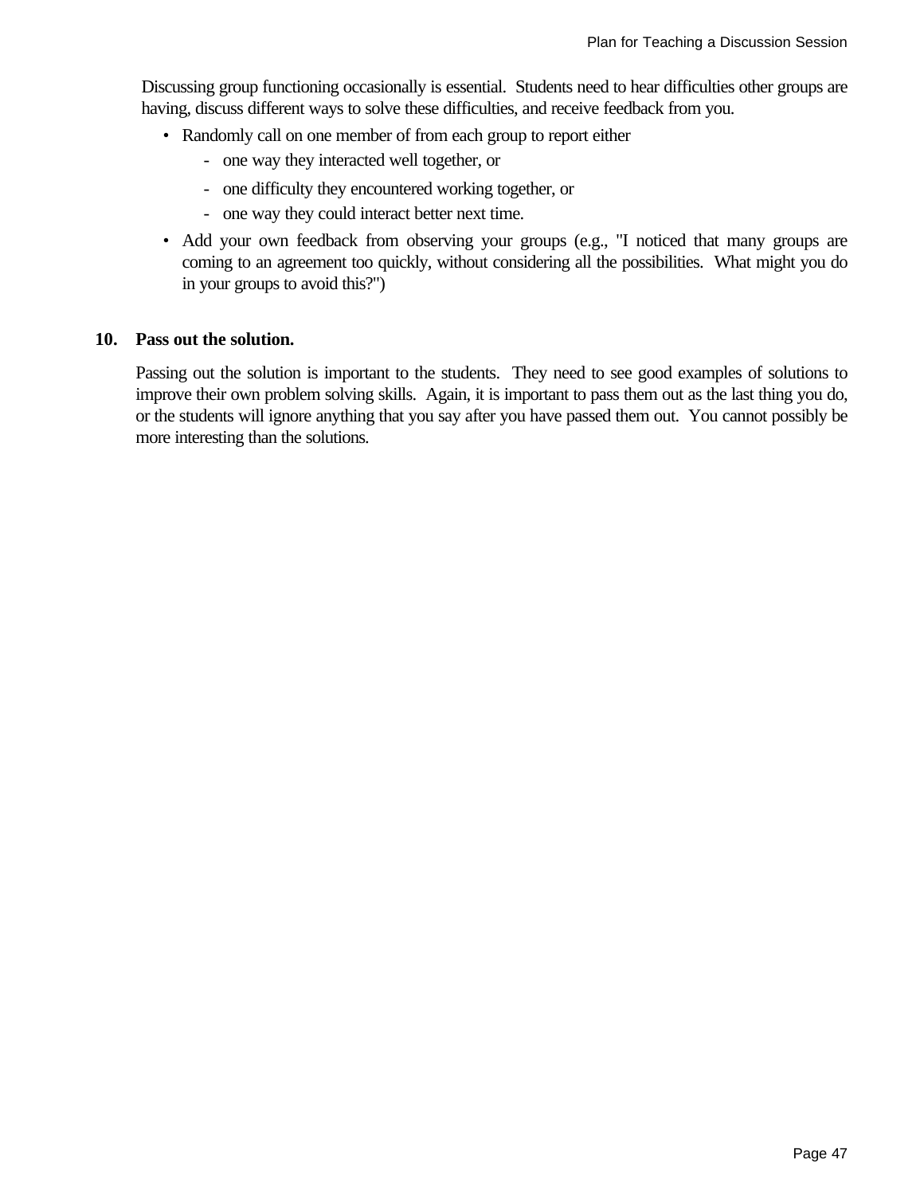Discussing group functioning occasionally is essential. Students need to hear difficulties other groups are having, discuss different ways to solve these difficulties, and receive feedback from you.

- Randomly call on one member of from each group to report either
  - one way they interacted well together, or
  - one difficulty they encountered working together, or
  - one way they could interact better next time.
- Add your own feedback from observing your groups (e.g., "I noticed that many groups are coming to an agreement too quickly, without considering all the possibilities. What might you do in your groups to avoid this?")

**10. Pass out the solution.**

Passing out the solution is important to the students. They need to see good examples of solutions to improve their own problem solving skills. Again, it is important to pass them out as the last thing you do, or the students will ignore anything that you say after you have passed them out. You cannot possibly be more interesting than the solutions.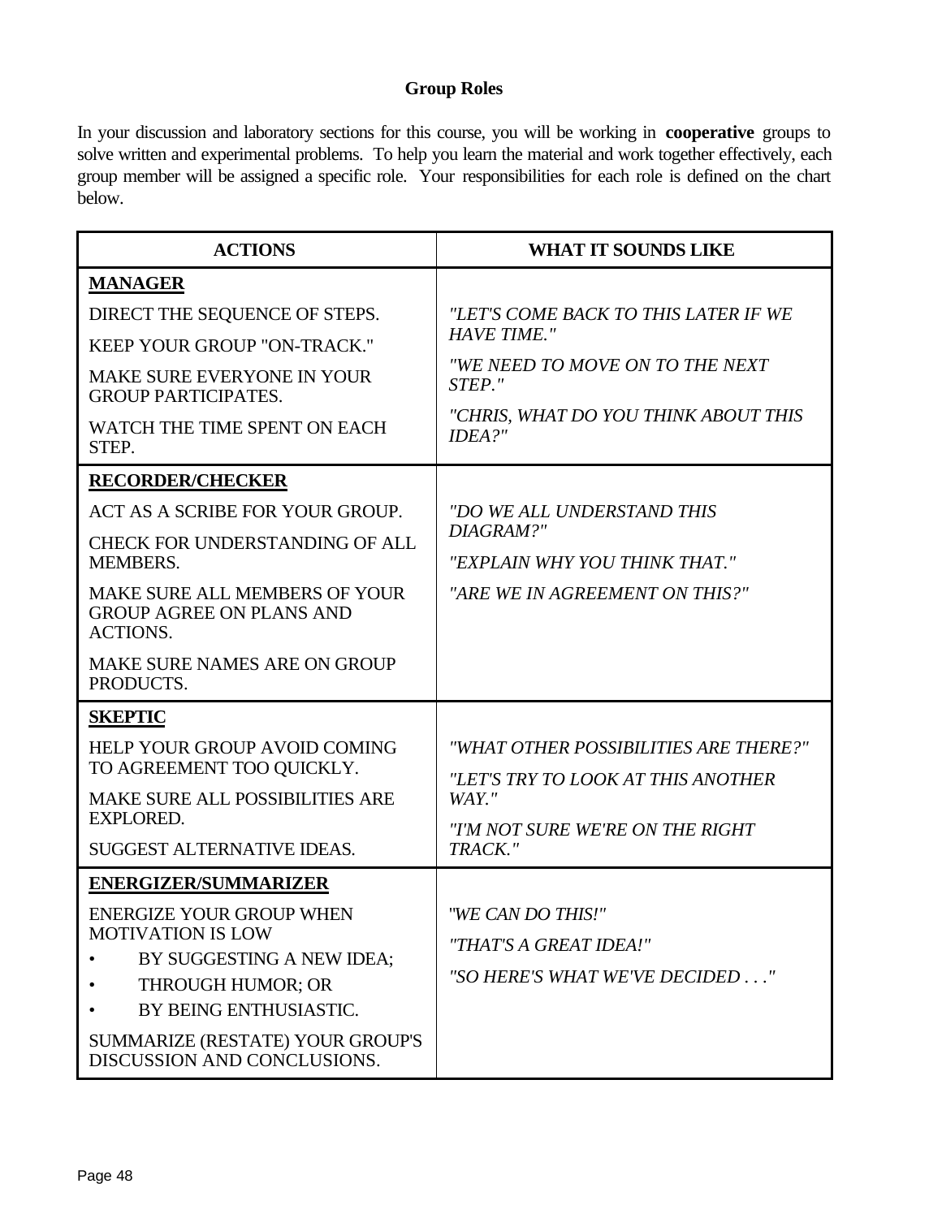# Group Roles

In your discussion and laboratory sections for this course, you will be working in **cooperative** groups to solve written and experimental problems. To help you learn the material and work together effectively, each group member will be assigned a specific role. Your responsibilities for each role is defined on the chart below.

| ACTIONS | WHAT IT SOUNDS LIKE |
|---|---|
| **MANAGER**<br>DIRECT THE SEQUENCE OF STEPS.<br>KEEP YOUR GROUP "ON-TRACK."<br>MAKE SURE EVERYONE IN YOUR GROUP PARTICIPATES.<br>WATCH THE TIME SPENT ON EACH STEP. | *"LET'S COME BACK TO THIS LATER IF WE HAVE TIME."*<br>*"WE NEED TO MOVE ON TO THE NEXT STEP."*<br>*"CHRIS, WHAT DO YOU THINK ABOUT THIS IDEA?"* |
| **RECORDER/CHECKER**<br>ACT AS A SCRIBE FOR YOUR GROUP.<br>CHECK FOR UNDERSTANDING OF ALL MEMBERS.<br>MAKE SURE ALL MEMBERS OF YOUR GROUP AGREE ON PLANS AND ACTIONS.<br>MAKE SURE NAMES ARE ON GROUP PRODUCTS. | *"DO WE ALL UNDERSTAND THIS DIAGRAM?"*<br>*"EXPLAIN WHY YOU THINK THAT."*<br>*"ARE WE IN AGREEMENT ON THIS?"* |
| **SKEPTIC**<br>HELP YOUR GROUP AVOID COMING TO AGREEMENT TOO QUICKLY.<br>MAKE SURE ALL POSSIBILITIES ARE EXPLORED.<br>SUGGEST ALTERNATIVE IDEAS. | *"WHAT OTHER POSSIBILITIES ARE THERE?"*<br>*"LET'S TRY TO LOOK AT THIS ANOTHER WAY."*<br>*"I'M NOT SURE WE'RE ON THE RIGHT TRACK."* |
| **ENERGIZER/SUMMARIZER**<br>ENERGIZE YOUR GROUP WHEN MOTIVATION IS LOW<br>• BY SUGGESTING A NEW IDEA;<br>• THROUGH HUMOR; OR<br>• BY BEING ENTHUSIASTIC.<br>SUMMARIZE (RESTATE) YOUR GROUP'S DISCUSSION AND CONCLUSIONS. | *"WE CAN DO THIS!"*<br>*"THAT'S A GREAT IDEA!"*<br>*"SO HERE'S WHAT WE'VE DECIDED . . ."* |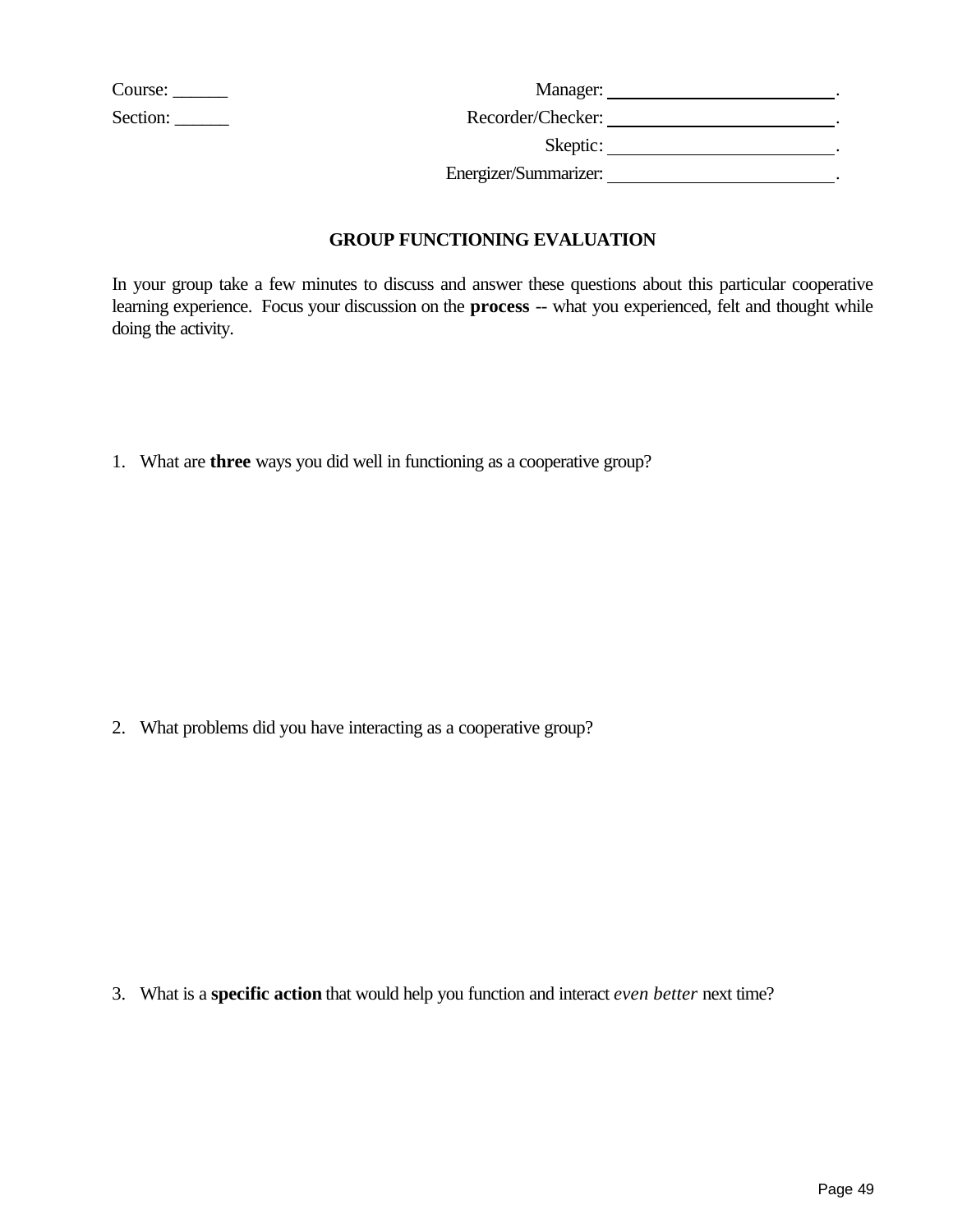Course: ______

Section: ______

Manager: ________________________.

Recorder/Checker: ________________________.

Skeptic: ________________________.

Energizer/Summarizer: ________________________.

## GROUP FUNCTIONING EVALUATION

In your group take a few minutes to discuss and answer these questions about this particular cooperative learning experience. Focus your discussion on the **process** -- what you experienced, felt and thought while doing the activity.

1. What are **three** ways you did well in functioning as a cooperative group?

2. What problems did you have interacting as a cooperative group?

3. What is a **specific action** that would help you function and interact *even better* next time?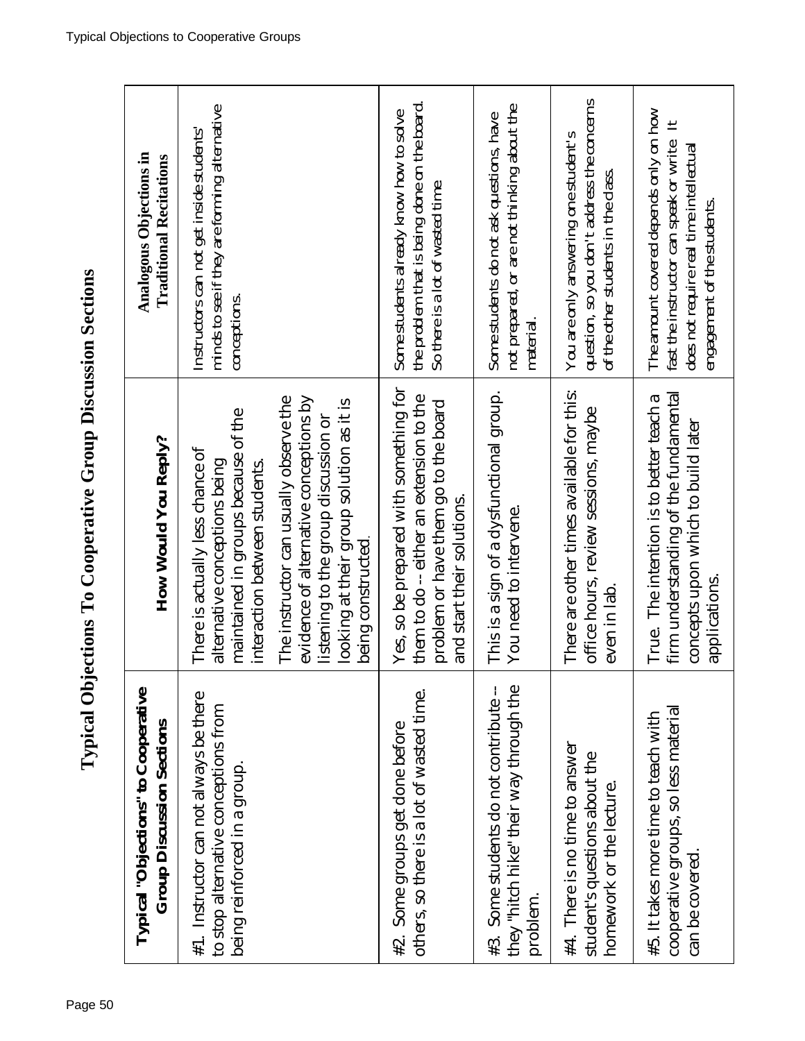# Typical Objections To Cooperative Group Discussion Sections

| Typical "Objections" to Cooperative Group Discussion Sections | How Would You Reply? | Analogous Objections in Traditional Recitations |
|---|---|---|
| #1. Instructor can not always be there to stop alternative conceptions from being reinforced in a group. | There is actually less chance of alternative conceptions being maintained in groups because of the interaction between students. The instructor can usually observe the evidence of alternative conceptions by listening to the group discussion or looking at their group solution as it is being constructed. | Instructors can not get inside students' minds to see if they are forming alternative conceptions. |
| #2. Some groups get done before others, so there is a lot of wasted time. | Yes, so be prepared with something for them to do -- either an extension to the problem or have them go to the board and start their solutions. | Some students already know how to solve the problem that is being done on the board. So there is a lot of wasted time. |
| #3. Some students do not contribute -- they "hitch hike" their way through the problem. | This is a sign of a dysfunctional group. You need to intervene. | Some students do not ask questions, have not prepared, or are not thinking about the material. |
| #4. There is no time to answer student's questions about the homework or the lecture. | There are other times available for this: office hours, review sessions, maybe even in lab. | You are only answering one student's question, so you don't address the concerns of the other students in the class. |
| #5. It takes more time to teach with cooperative groups, so less material can be covered. | True. The intention is to better teach a firm understanding of the fundamental concepts upon which to build later applications. | The amount covered depends only on how fast the instructor can speak or write. It does not require real time intellectual engagement of the students. |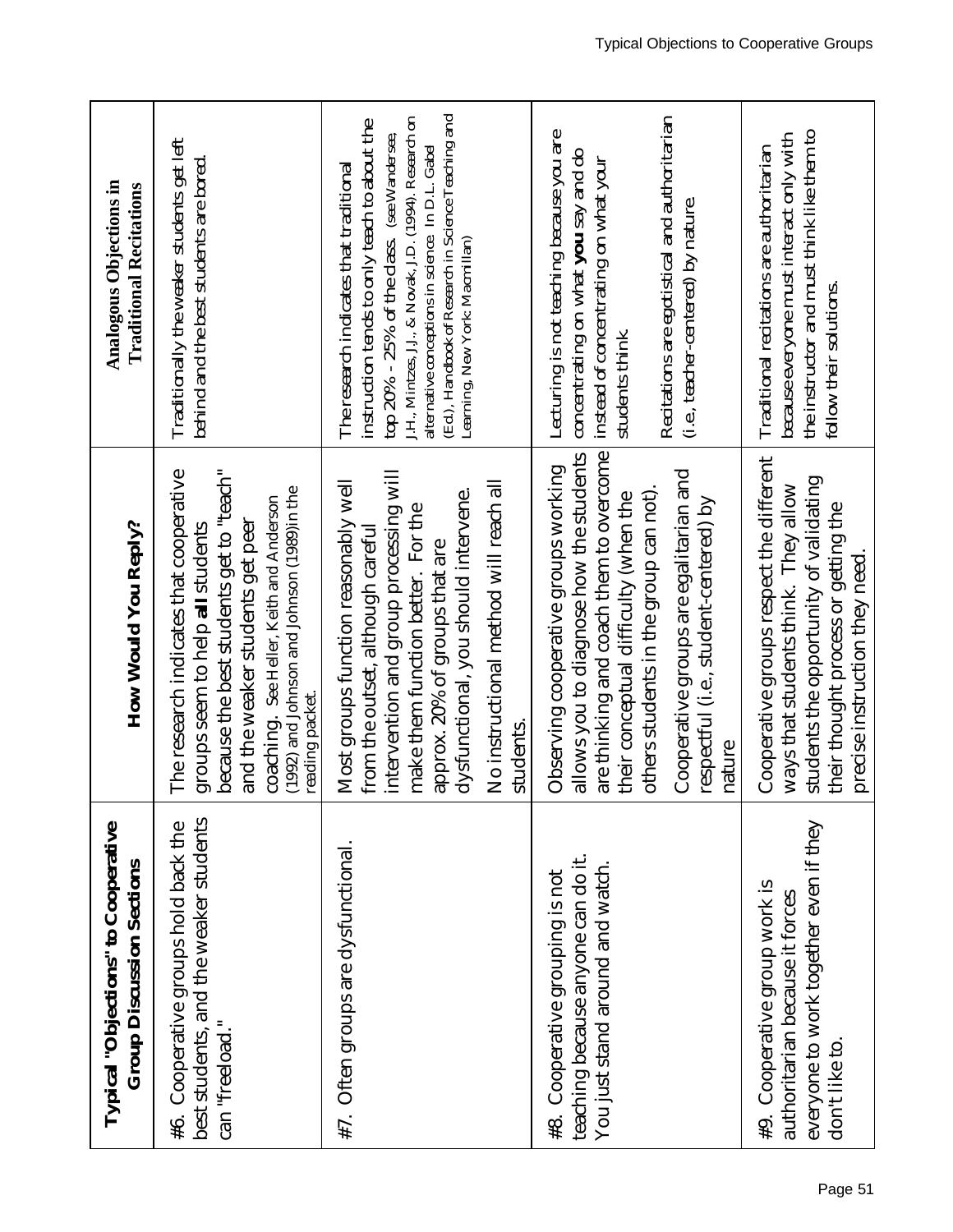| Typical "Objections" to Cooperative Group Discussion Sections | How Would You Reply? | Analogous Objections in Traditional Recitations |
|---|---|---|
| #6. Cooperative groups hold back the best students, and the weaker students can "freeload." | The research indicates that cooperative groups seem to help **all** students because the best students get to "teach" and the weaker students get peer coaching. See Heller, Keith and Anderson (1992) and Johnson and Johnson (1989) in the reading packet. | Traditionally the weaker students get left behind and the best students are bored. |
| #7. Often groups are dysfunctional. | Most groups function reasonably well from the outset, although careful intervention and group processing will make them function better. For the approx. 20% of groups that are dysfunctional, you should intervene. No instructional method will reach all students. | The research indicates that traditional instruction tends to only teach to about the top 20% - 25% of the class. (see Wandersee, J.H., Mintzes, J.J., & Novak, J.D. (1994). Research on alternative conceptions in science. In D.L. Gabel (Ed.), Handbook of Research in Science Teaching and Learning. New York: Macmillan) |
| #8. Cooperative grouping is not teaching because anyone can do it. You just stand around and watch. | Observing cooperative groups working allows you to diagnose how the students are thinking and coach them to overcome their conceptual difficulty (when the others students in the group can not). Cooperative groups are egalitarian and respectful (i.e., student-centered) by nature | Lecturing is not teaching because you are concentrating on what **you** say and do instead of concentrating on what your students think. Recitations are egotistical and authoritarian (i.e., teacher-centered) by nature. |
| #9. Cooperative group work is authoritarian because it forces everyone to work together even if they don't like to. | Cooperative groups respect the different ways that students think. They allow students the opportunity of validating their thought process or getting the precise instruction they need. | Traditional recitations are authoritarian because everyone must interact only with the instructor and must think like them to follow their solutions. |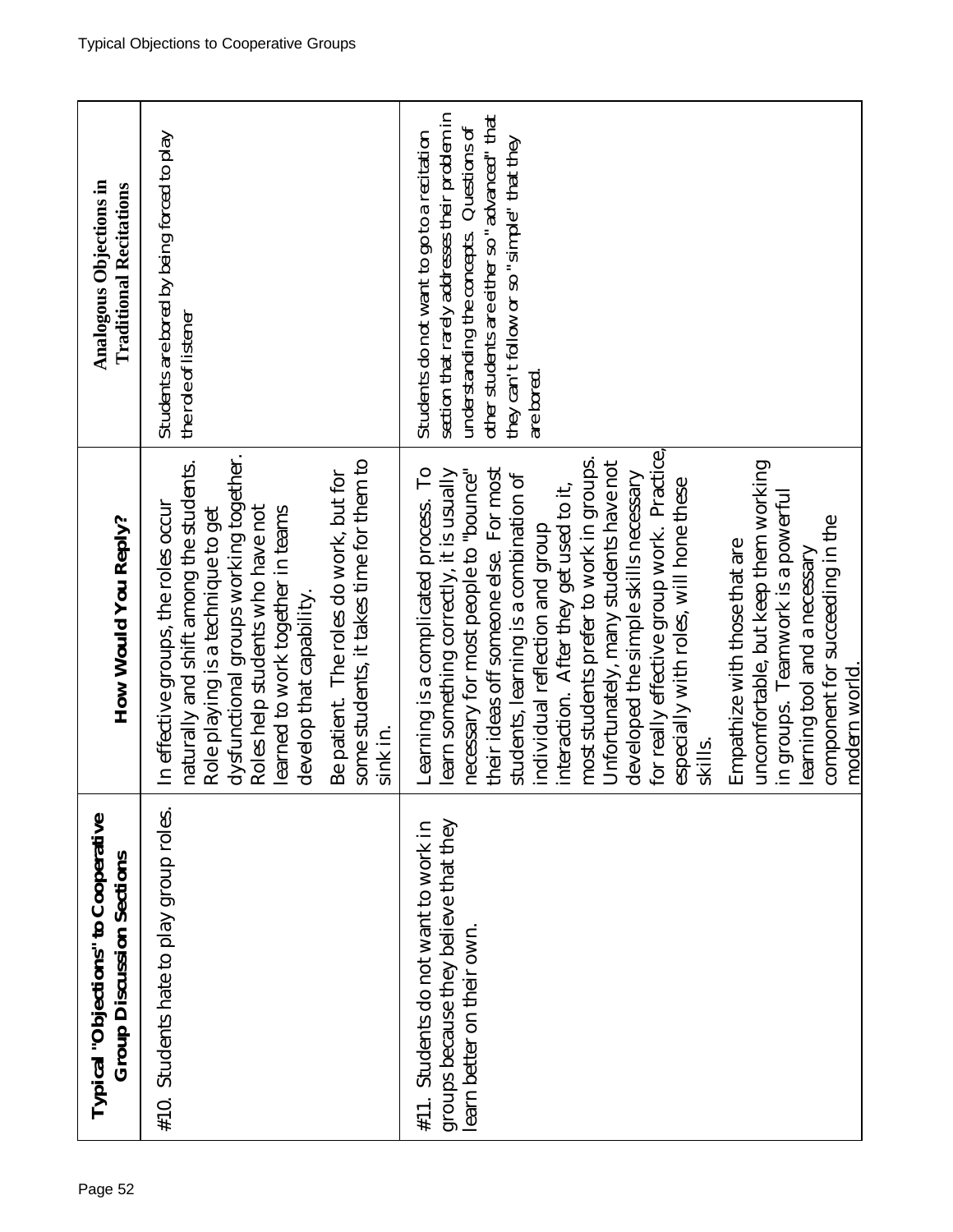| Typical "Objections" to Cooperative Group Discussion Sections | How Would You Reply? | Analogous Objections in Traditional Recitations |
|---|---|---|
| #10. Students hate to play group roles. | In effective groups, the roles occur naturally and shift among the students. Role playing is a technique to get dysfunctional groups working together. Roles help students who have not learned to work together in teams develop that capability.<br><br>Be patient. The roles do work, but for some students, it takes time for them to sink in. | Students are bored by being forced to play the role of listener |
| #11. Students do not want to work in groups because they believe that they learn better on their own. | Learning is a complicated process. To learn something correctly, it is usually necessary for most people to "bounce" their ideas off someone else. For most students, learning is a combination of individual reflection and group interaction. After they get used to it, most students prefer to work in groups. Unfortunately, many students have not developed the simple skills necessary for really effective group work. Practice, especially with roles, will hone these skills.<br><br>Empathize with those that are uncomfortable, but keep them working in groups. Teamwork is a powerful learning tool and a necessary component for succeeding in the modern world. | Students do not want to go to a recitation section that rarely addresses their problem in understanding the concepts. Questions of other students are either so "advanced" that they can't follow or so "simple" that they are bored. |